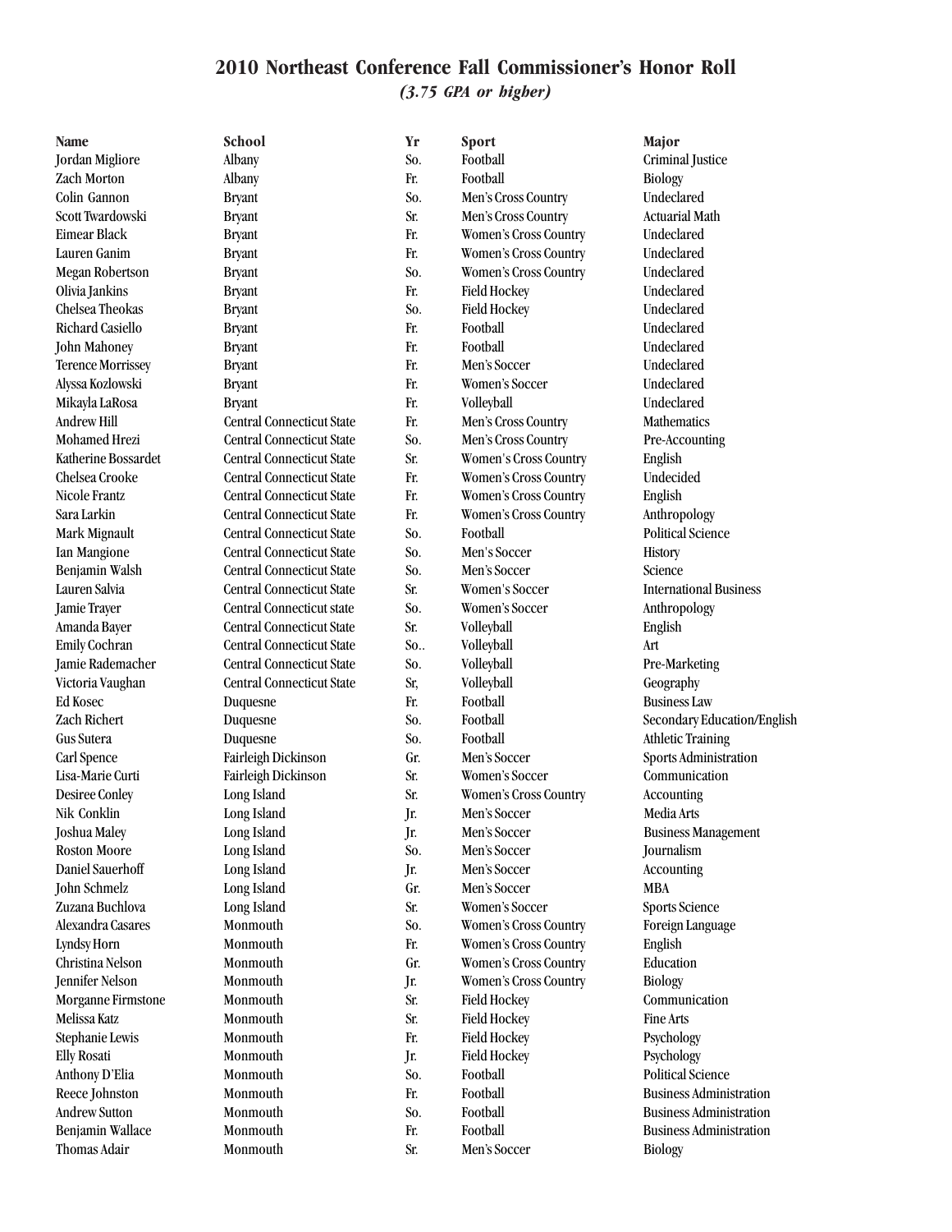# 2010 Northeast Conference Fall Commissioner's Honor Roll

*(3.75 GPA or higher)*

| Name | School | Yr | Sport | Major |
|---|---|---|---|---|
| Jordan Migliore | Albany | So. | Football | Criminal Justice |
| Zach Morton | Albany | Fr. | Football | Biology |
| Colin Gannon | Bryant | So. | Men's Cross Country | Undeclared |
| Scott Twardowski | Bryant | Sr. | Men's Cross Country | Actuarial Math |
| Eimear Black | Bryant | Fr. | Women's Cross Country | Undeclared |
| Lauren Ganim | Bryant | Fr. | Women's Cross Country | Undeclared |
| Megan Robertson | Bryant | So. | Women's Cross Country | Undeclared |
| Olivia Jankins | Bryant | Fr. | Field Hockey | Undeclared |
| Chelsea Theokas | Bryant | So. | Field Hockey | Undeclared |
| Richard Casiello | Bryant | Fr. | Football | Undeclared |
| John Mahoney | Bryant | Fr. | Football | Undeclared |
| Terence Morrissey | Bryant | Fr. | Men's Soccer | Undeclared |
| Alyssa Kozlowski | Bryant | Fr. | Women's Soccer | Undeclared |
| Mikayla LaRosa | Bryant | Fr. | Volleyball | Undeclared |
| Andrew Hill | Central Connecticut State | Fr. | Men's Cross Country | Mathematics |
| Mohamed Hrezi | Central Connecticut State | So. | Men's Cross Country | Pre-Accounting |
| Katherine Bossardet | Central Connecticut State | Sr. | Women's Cross Country | English |
| Chelsea Crooke | Central Connecticut State | Fr. | Women's Cross Country | Undecided |
| Nicole Frantz | Central Connecticut State | Fr. | Women's Cross Country | English |
| Sara Larkin | Central Connecticut State | Fr. | Women's Cross Country | Anthropology |
| Mark Mignault | Central Connecticut State | So. | Football | Political Science |
| Ian Mangione | Central Connecticut State | So. | Men's Soccer | History |
| Benjamin Walsh | Central Connecticut State | So. | Men's Soccer | Science |
| Lauren Salvia | Central Connecticut State | Sr. | Women's Soccer | International Business |
| Jamie Trayer | Central Connecticut state | So. | Women's Soccer | Anthropology |
| Amanda Bayer | Central Connecticut State | Sr. | Volleyball | English |
| Emily Cochran | Central Connecticut State | So.. | Volleyball | Art |
| Jamie Rademacher | Central Connecticut State | So. | Volleyball | Pre-Marketing |
| Victoria Vaughan | Central Connecticut State | Sr, | Volleyball | Geography |
| Ed Kosec | Duquesne | Fr. | Football | Business Law |
| Zach Richert | Duquesne | So. | Football | Secondary Education/English |
| Gus Sutera | Duquesne | So. | Football | Athletic Training |
| Carl Spence | Fairleigh Dickinson | Gr. | Men's Soccer | Sports Administration |
| Lisa-Marie Curti | Fairleigh Dickinson | Sr. | Women's Soccer | Communication |
| Desiree Conley | Long Island | Sr. | Women's Cross Country | Accounting |
| Nik Conklin | Long Island | Jr. | Men's Soccer | Media Arts |
| Joshua Maley | Long Island | Jr. | Men's Soccer | Business Management |
| Roston Moore | Long Island | So. | Men's Soccer | Journalism |
| Daniel Sauerhoff | Long Island | Jr. | Men's Soccer | Accounting |
| John Schmelz | Long Island | Gr. | Men's Soccer | MBA |
| Zuzana Buchlova | Long Island | Sr. | Women's Soccer | Sports Science |
| Alexandra Casares | Monmouth | So. | Women's Cross Country | Foreign Language |
| Lyndsy Horn | Monmouth | Fr. | Women's Cross Country | English |
| Christina Nelson | Monmouth | Gr. | Women's Cross Country | Education |
| Jennifer Nelson | Monmouth | Jr. | Women's Cross Country | Biology |
| Morganne Firmstone | Monmouth | Sr. | Field Hockey | Communication |
| Melissa Katz | Monmouth | Sr. | Field Hockey | Fine Arts |
| Stephanie Lewis | Monmouth | Fr. | Field Hockey | Psychology |
| Elly Rosati | Monmouth | Jr. | Field Hockey | Psychology |
| Anthony D'Elia | Monmouth | So. | Football | Political Science |
| Reece Johnston | Monmouth | Fr. | Football | Business Administration |
| Andrew Sutton | Monmouth | So. | Football | Business Administration |
| Benjamin Wallace | Monmouth | Fr. | Football | Business Administration |
| Thomas Adair | Monmouth | Sr. | Men's Soccer | Biology |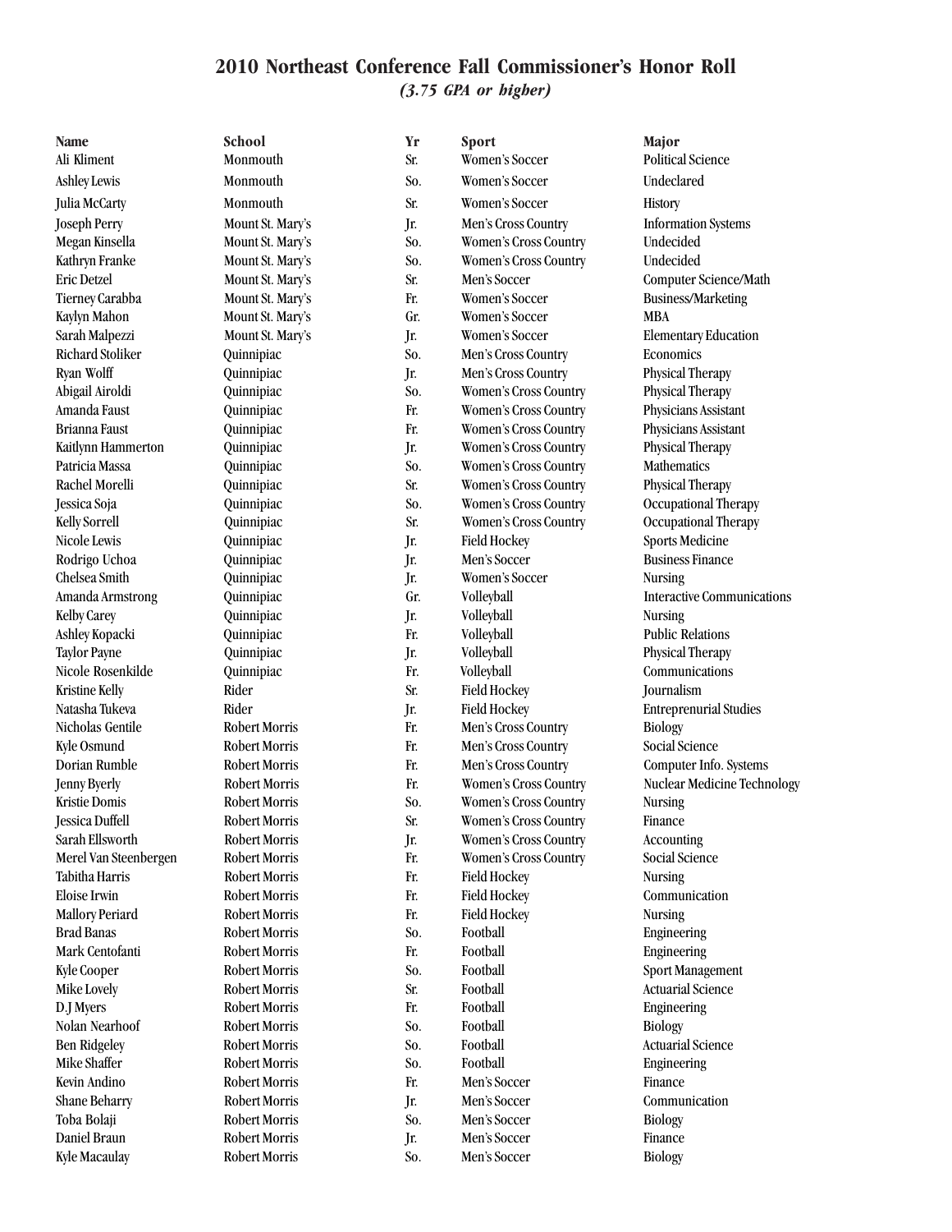## 2010 Northeast Conference Fall Commissioner's Honor Roll

*(3.75 GPA or higher)*

| Name | School | Yr | Sport | Major |
|---|---|---|---|---|
| Ali Kliment | Monmouth | Sr. | Women's Soccer | Political Science |
| Ashley Lewis | Monmouth | So. | Women's Soccer | Undeclared |
| Julia McCarty | Monmouth | Sr. | Women's Soccer | History |
| Joseph Perry | Mount St. Mary's | Jr. | Men's Cross Country | Information Systems |
| Megan Kinsella | Mount St. Mary's | So. | Women's Cross Country | Undecided |
| Kathryn Franke | Mount St. Mary's | So. | Women's Cross Country | Undecided |
| Eric Detzel | Mount St. Mary's | Sr. | Men's Soccer | Computer Science/Math |
| Tierney Carabba | Mount St. Mary's | Fr. | Women's Soccer | Business/Marketing |
| Kaylyn Mahon | Mount St. Mary's | Gr. | Women's Soccer | MBA |
| Sarah Malpezzi | Mount St. Mary's | Jr. | Women's Soccer | Elementary Education |
| Richard Stoliker | Quinnipiac | So. | Men's Cross Country | Economics |
| Ryan Wolff | Quinnipiac | Jr. | Men's Cross Country | Physical Therapy |
| Abigail Airoldi | Quinnipiac | So. | Women's Cross Country | Physical Therapy |
| Amanda Faust | Quinnipiac | Fr. | Women's Cross Country | Physicians Assistant |
| Brianna Faust | Quinnipiac | Fr. | Women's Cross Country | Physicians Assistant |
| Kaitlynn Hammerton | Quinnipiac | Jr. | Women's Cross Country | Physical Therapy |
| Patricia Massa | Quinnipiac | So. | Women's Cross Country | Mathematics |
| Rachel Morelli | Quinnipiac | Sr. | Women's Cross Country | Physical Therapy |
| Jessica Soja | Quinnipiac | So. | Women's Cross Country | Occupational Therapy |
| Kelly Sorrell | Quinnipiac | Sr. | Women's Cross Country | Occupational Therapy |
| Nicole Lewis | Quinnipiac | Jr. | Field Hockey | Sports Medicine |
| Rodrigo Uchoa | Quinnipiac | Jr. | Men's Soccer | Business Finance |
| Chelsea Smith | Quinnipiac | Jr. | Women's Soccer | Nursing |
| Amanda Armstrong | Quinnipiac | Gr. | Volleyball | Interactive Communications |
| Kelby Carey | Quinnipiac | Jr. | Volleyball | Nursing |
| Ashley Kopacki | Quinnipiac | Fr. | Volleyball | Public Relations |
| Taylor Payne | Quinnipiac | Jr. | Volleyball | Physical Therapy |
| Nicole Rosenkilde | Quinnipiac | Fr. | Volleyball | Communications |
| Kristine Kelly | Rider | Sr. | Field Hockey | Journalism |
| Natasha Tukeva | Rider | Jr. | Field Hockey | Entreprenurial Studies |
| Nicholas Gentile | Robert Morris | Fr. | Men's Cross Country | Biology |
| Kyle Osmund | Robert Morris | Fr. | Men's Cross Country | Social Science |
| Dorian Rumble | Robert Morris | Fr. | Men's Cross Country | Computer Info. Systems |
| Jenny Byerly | Robert Morris | Fr. | Women's Cross Country | Nuclear Medicine Technology |
| Kristie Domis | Robert Morris | So. | Women's Cross Country | Nursing |
| Jessica Duffell | Robert Morris | Sr. | Women's Cross Country | Finance |
| Sarah Ellsworth | Robert Morris | Jr. | Women's Cross Country | Accounting |
| Merel Van Steenbergen | Robert Morris | Fr. | Women's Cross Country | Social Science |
| Tabitha Harris | Robert Morris | Fr. | Field Hockey | Nursing |
| Eloise Irwin | Robert Morris | Fr. | Field Hockey | Communication |
| Mallory Periard | Robert Morris | Fr. | Field Hockey | Nursing |
| Brad Banas | Robert Morris | So. | Football | Engineering |
| Mark Centofanti | Robert Morris | Fr. | Football | Engineering |
| Kyle Cooper | Robert Morris | So. | Football | Sport Management |
| Mike Lovely | Robert Morris | Sr. | Football | Actuarial Science |
| D.J Myers | Robert Morris | Fr. | Football | Engineering |
| Nolan Nearhoof | Robert Morris | So. | Football | Biology |
| Ben Ridgeley | Robert Morris | So. | Football | Actuarial Science |
| Mike Shaffer | Robert Morris | So. | Football | Engineering |
| Kevin Andino | Robert Morris | Fr. | Men's Soccer | Finance |
| Shane Beharry | Robert Morris | Jr. | Men's Soccer | Communication |
| Toba Bolaji | Robert Morris | So. | Men's Soccer | Biology |
| Daniel Braun | Robert Morris | Jr. | Men's Soccer | Finance |
| Kyle Macaulay | Robert Morris | So. | Men's Soccer | Biology |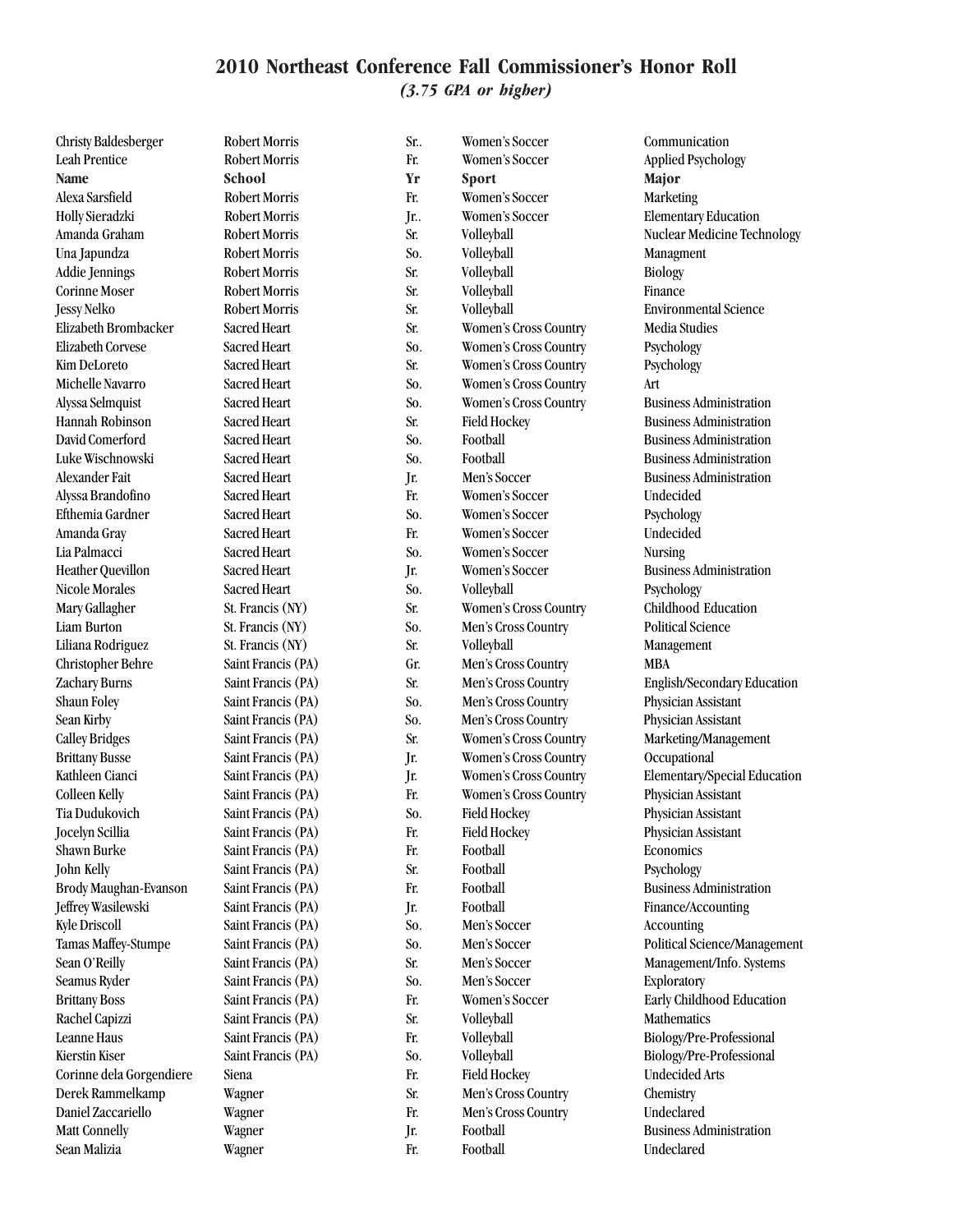## 2010 Northeast Conference Fall Commissioner's Honor Roll

*(3.75 GPA or higher)*

| Christy Baldesberger | Robert Morris | Sr.. | Women's Soccer | Communication |
|---|---|---|---|---|
| Leah Prentice | Robert Morris | Fr. | Women's Soccer | Applied Psychology |
| **Name** | **School** | **Yr** | **Sport** | **Major** |
| Alexa Sarsfield | Robert Morris | Fr. | Women's Soccer | Marketing |
| Holly Sieradzki | Robert Morris | Jr.. | Women's Soccer | Elementary Education |
| Amanda Graham | Robert Morris | Sr. | Volleyball | Nuclear Medicine Technology |
| Una Japundza | Robert Morris | So. | Volleyball | Managment |
| Addie Jennings | Robert Morris | Sr. | Volleyball | Biology |
| Corinne Moser | Robert Morris | Sr. | Volleyball | Finance |
| Jessy Nelko | Robert Morris | Sr. | Volleyball | Environmental Science |
| Elizabeth Brombacker | Sacred Heart | Sr. | Women's Cross Country | Media Studies |
| Elizabeth Corvese | Sacred Heart | So. | Women's Cross Country | Psychology |
| Kim DeLoreto | Sacred Heart | Sr. | Women's Cross Country | Psychology |
| Michelle Navarro | Sacred Heart | So. | Women's Cross Country | Art |
| Alyssa Selmquist | Sacred Heart | So. | Women's Cross Country | Business Administration |
| Hannah Robinson | Sacred Heart | Sr. | Field Hockey | Business Administration |
| David Comerford | Sacred Heart | So. | Football | Business Administration |
| Luke Wischnowski | Sacred Heart | So. | Football | Business Administration |
| Alexander Fait | Sacred Heart | Jr. | Men's Soccer | Business Administration |
| Alyssa Brandofino | Sacred Heart | Fr. | Women's Soccer | Undecided |
| Efthemia Gardner | Sacred Heart | So. | Women's Soccer | Psychology |
| Amanda Gray | Sacred Heart | Fr. | Women's Soccer | Undecided |
| Lia Palmacci | Sacred Heart | So. | Women's Soccer | Nursing |
| Heather Quevillon | Sacred Heart | Jr. | Women's Soccer | Business Administration |
| Nicole Morales | Sacred Heart | So. | Volleyball | Psychology |
| Mary Gallagher | St. Francis (NY) | Sr. | Women's Cross Country | Childhood Education |
| Liam Burton | St. Francis (NY) | So. | Men's Cross Country | Political Science |
| Liliana Rodriguez | St. Francis (NY) | Sr. | Volleyball | Management |
| Christopher Behre | Saint Francis (PA) | Gr. | Men's Cross Country | MBA |
| Zachary Burns | Saint Francis (PA) | Sr. | Men's Cross Country | English/Secondary Education |
| Shaun Foley | Saint Francis (PA) | So. | Men's Cross Country | Physician Assistant |
| Sean Kirby | Saint Francis (PA) | So. | Men's Cross Country | Physician Assistant |
| Calley Bridges | Saint Francis (PA) | Sr. | Women's Cross Country | Marketing/Management |
| Brittany Busse | Saint Francis (PA) | Jr. | Women's Cross Country | Occupational |
| Kathleen Cianci | Saint Francis (PA) | Jr. | Women's Cross Country | Elementary/Special Education |
| Colleen Kelly | Saint Francis (PA) | Fr. | Women's Cross Country | Physician Assistant |
| Tia Dudukovich | Saint Francis (PA) | So. | Field Hockey | Physician Assistant |
| Jocelyn Scillia | Saint Francis (PA) | Fr. | Field Hockey | Physician Assistant |
| Shawn Burke | Saint Francis (PA) | Fr. | Football | Economics |
| John Kelly | Saint Francis (PA) | Sr. | Football | Psychology |
| Brody Maughan-Evanson | Saint Francis (PA) | Fr. | Football | Business Administration |
| Jeffrey Wasilewski | Saint Francis (PA) | Jr. | Football | Finance/Accounting |
| Kyle Driscoll | Saint Francis (PA) | So. | Men's Soccer | Accounting |
| Tamas Maffey-Stumpe | Saint Francis (PA) | So. | Men's Soccer | Political Science/Management |
| Sean O'Reilly | Saint Francis (PA) | Sr. | Men's Soccer | Management/Info. Systems |
| Seamus Ryder | Saint Francis (PA) | So. | Men's Soccer | Exploratory |
| Brittany Boss | Saint Francis (PA) | Fr. | Women's Soccer | Early Childhood Education |
| Rachel Capizzi | Saint Francis (PA) | Sr. | Volleyball | Mathematics |
| Leanne Haus | Saint Francis (PA) | Fr. | Volleyball | Biology/Pre-Professional |
| Kierstin Kiser | Saint Francis (PA) | So. | Volleyball | Biology/Pre-Professional |
| Corinne dela Gorgendiere | Siena | Fr. | Field Hockey | Undecided Arts |
| Derek Rammelkamp | Wagner | Sr. | Men's Cross Country | Chemistry |
| Daniel Zaccariello | Wagner | Fr. | Men's Cross Country | Undeclared |
| Matt Connelly | Wagner | Jr. | Football | Business Administration |
| Sean Malizia | Wagner | Fr. | Football | Undeclared |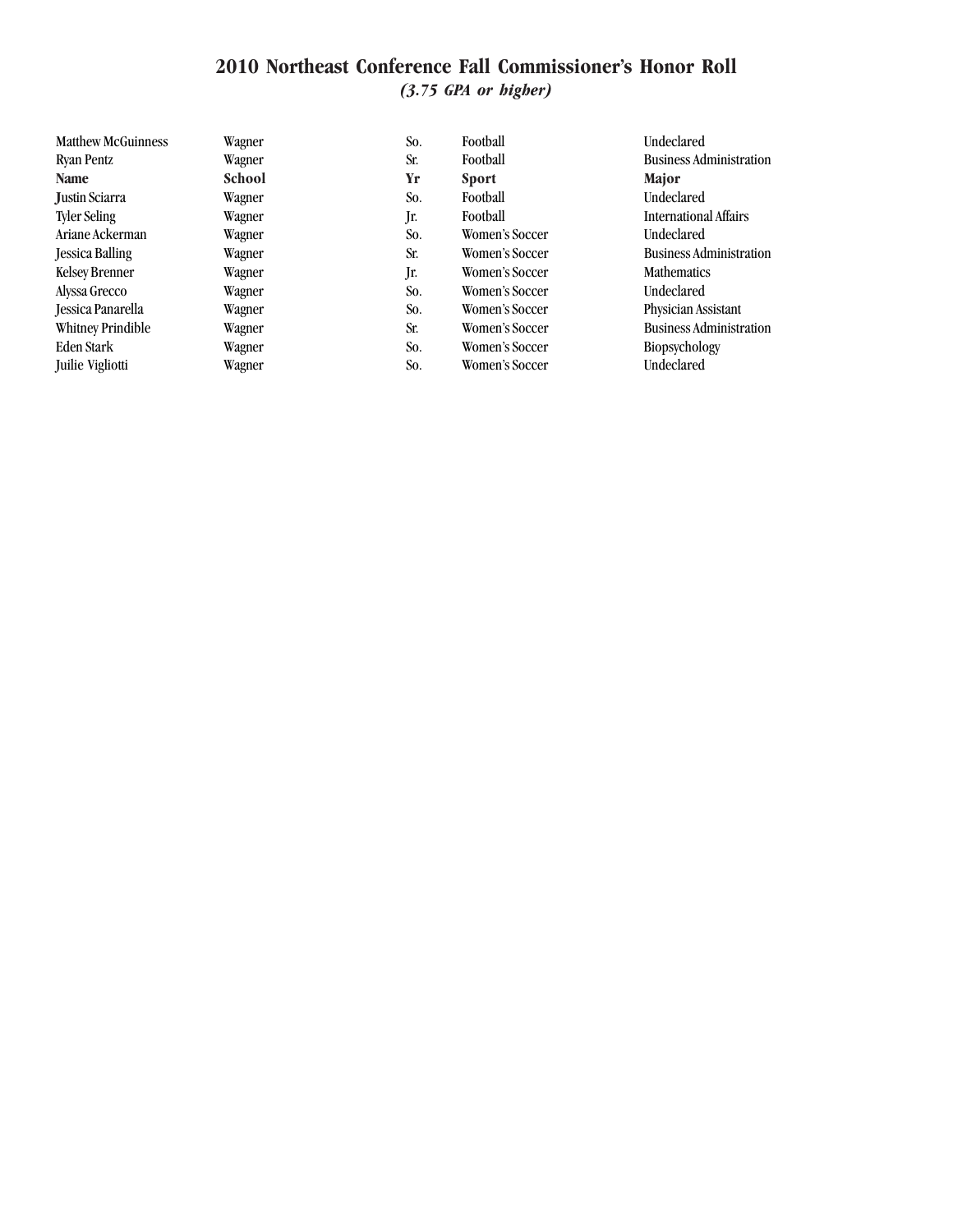# 2010 Northeast Conference Fall Commissioner's Honor Roll

*(3.75 GPA or higher)*

| Name | School | Yr | Sport | Major |
|---|---|---|---|---|
| Matthew McGuinness | Wagner | So. | Football | Undeclared |
| Ryan Pentz | Wagner | Sr. | Football | Business Administration |
| Justin Sciarra | Wagner | So. | Football | Undeclared |
| Tyler Seling | Wagner | Jr. | Football | International Affairs |
| Ariane Ackerman | Wagner | So. | Women's Soccer | Undeclared |
| Jessica Balling | Wagner | Sr. | Women's Soccer | Business Administration |
| Kelsey Brenner | Wagner | Jr. | Women's Soccer | Mathematics |
| Alyssa Grecco | Wagner | So. | Women's Soccer | Undeclared |
| Jessica Panarella | Wagner | So. | Women's Soccer | Physician Assistant |
| Whitney Prindible | Wagner | Sr. | Women's Soccer | Business Administration |
| Eden Stark | Wagner | So. | Women's Soccer | Biopsychology |
| Juilie Vigliotti | Wagner | So. | Women's Soccer | Undeclared |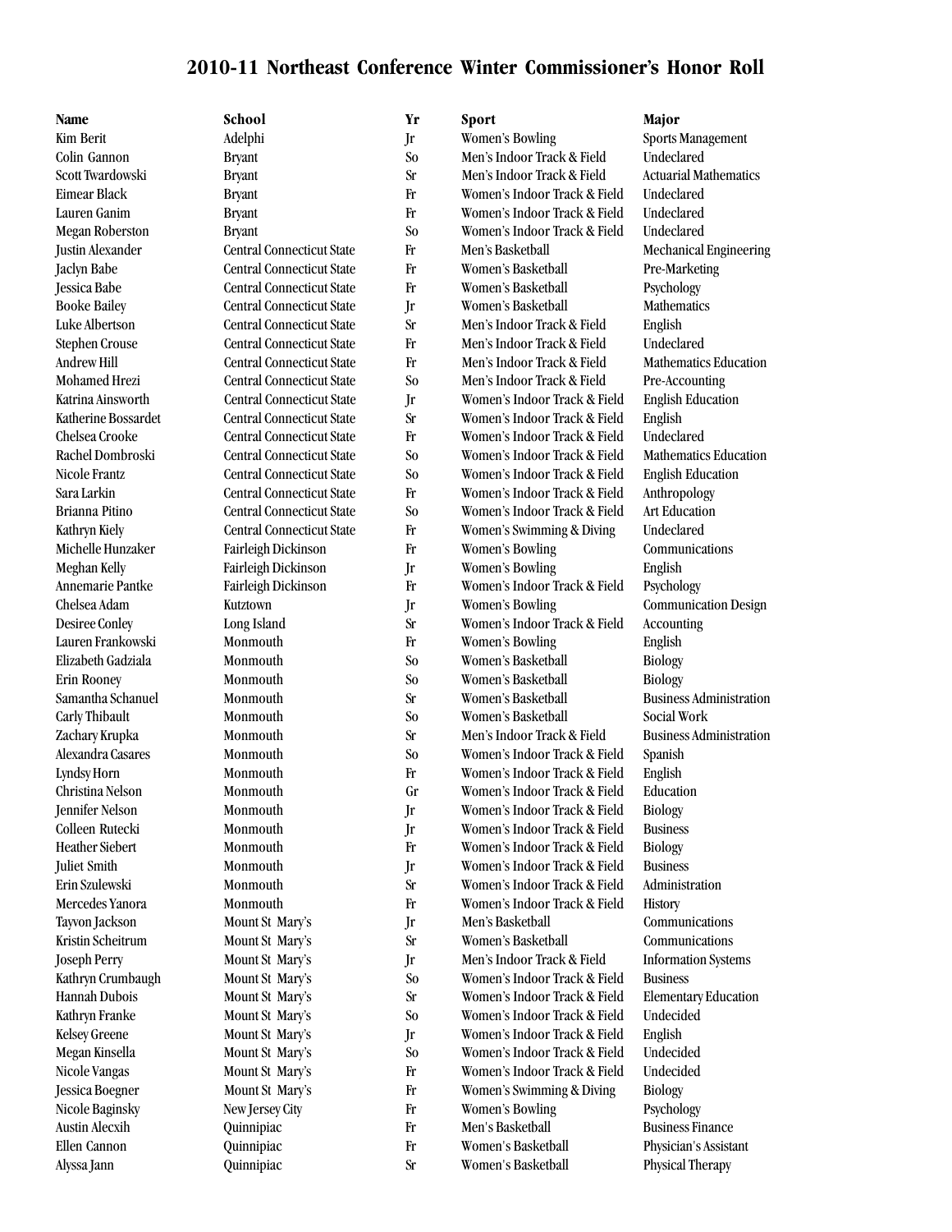# 2010-11 Northeast Conference Winter Commissioner's Honor Roll

| Name | School | Yr | Sport | Major |
|---|---|---|---|---|
| Kim Berit | Adelphi | Jr | Women's Bowling | Sports Management |
| Colin Gannon | Bryant | So | Men's Indoor Track & Field | Undeclared |
| Scott Twardowski | Bryant | Sr | Men's Indoor Track & Field | Actuarial Mathematics |
| Eimear Black | Bryant | Fr | Women's Indoor Track & Field | Undeclared |
| Lauren Ganim | Bryant | Fr | Women's Indoor Track & Field | Undeclared |
| Megan Roberston | Bryant | So | Women's Indoor Track & Field | Undeclared |
| Justin Alexander | Central Connecticut State | Fr | Men's Basketball | Mechanical Engineering |
| Jaclyn Babe | Central Connecticut State | Fr | Women's Basketball | Pre-Marketing |
| Jessica Babe | Central Connecticut State | Fr | Women's Basketball | Psychology |
| Booke Bailey | Central Connecticut State | Jr | Women's Basketball | Mathematics |
| Luke Albertson | Central Connecticut State | Sr | Men's Indoor Track & Field | English |
| Stephen Crouse | Central Connecticut State | Fr | Men's Indoor Track & Field | Undeclared |
| Andrew Hill | Central Connecticut State | Fr | Men's Indoor Track & Field | Mathematics Education |
| Mohamed Hrezi | Central Connecticut State | So | Men's Indoor Track & Field | Pre-Accounting |
| Katrina Ainsworth | Central Connecticut State | Jr | Women's Indoor Track & Field | English Education |
| Katherine Bossardet | Central Connecticut State | Sr | Women's Indoor Track & Field | English |
| Chelsea Crooke | Central Connecticut State | Fr | Women's Indoor Track & Field | Undeclared |
| Rachel Dombroski | Central Connecticut State | So | Women's Indoor Track & Field | Mathematics Education |
| Nicole Frantz | Central Connecticut State | So | Women's Indoor Track & Field | English Education |
| Sara Larkin | Central Connecticut State | Fr | Women's Indoor Track & Field | Anthropology |
| Brianna Pitino | Central Connecticut State | So | Women's Indoor Track & Field | Art Education |
| Kathryn Kiely | Central Connecticut State | Fr | Women's Swimming & Diving | Undeclared |
| Michelle Hunzaker | Fairleigh Dickinson | Fr | Women's Bowling | Communications |
| Meghan Kelly | Fairleigh Dickinson | Jr | Women's Bowling | English |
| Annemarie Pantke | Fairleigh Dickinson | Fr | Women's Indoor Track & Field | Psychology |
| Chelsea Adam | Kutztown | Jr | Women's Bowling | Communication Design |
| Desiree Conley | Long Island | Sr | Women's Indoor Track & Field | Accounting |
| Lauren Frankowski | Monmouth | Fr | Women's Bowling | English |
| Elizabeth Gadziala | Monmouth | So | Women's Basketball | Biology |
| Erin Rooney | Monmouth | So | Women's Basketball | Biology |
| Samantha Schanuel | Monmouth | Sr | Women's Basketball | Business Administration |
| Carly Thibault | Monmouth | So | Women's Basketball | Social Work |
| Zachary Krupka | Monmouth | Sr | Men's Indoor Track & Field | Business Administration |
| Alexandra Casares | Monmouth | So | Women's Indoor Track & Field | Spanish |
| Lyndsy Horn | Monmouth | Fr | Women's Indoor Track & Field | English |
| Christina Nelson | Monmouth | Gr | Women's Indoor Track & Field | Education |
| Jennifer Nelson | Monmouth | Jr | Women's Indoor Track & Field | Biology |
| Colleen Rutecki | Monmouth | Jr | Women's Indoor Track & Field | Business |
| Heather Siebert | Monmouth | Fr | Women's Indoor Track & Field | Biology |
| Juliet Smith | Monmouth | Jr | Women's Indoor Track & Field | Business |
| Erin Szulewski | Monmouth | Sr | Women's Indoor Track & Field | Administration |
| Mercedes Yanora | Monmouth | Fr | Women's Indoor Track & Field | History |
| Tayvon Jackson | Mount St Mary's | Jr | Men's Basketball | Communications |
| Kristin Scheitrum | Mount St Mary's | Sr | Women's Basketball | Communications |
| Joseph Perry | Mount St Mary's | Jr | Men's Indoor Track & Field | Information Systems |
| Kathryn Crumbaugh | Mount St Mary's | So | Women's Indoor Track & Field | Business |
| Hannah Dubois | Mount St Mary's | Sr | Women's Indoor Track & Field | Elementary Education |
| Kathryn Franke | Mount St Mary's | So | Women's Indoor Track & Field | Undecided |
| Kelsey Greene | Mount St Mary's | Jr | Women's Indoor Track & Field | English |
| Megan Kinsella | Mount St Mary's | So | Women's Indoor Track & Field | Undecided |
| Nicole Vangas | Mount St Mary's | Fr | Women's Indoor Track & Field | Undecided |
| Jessica Boegner | Mount St Mary's | Fr | Women's Swimming & Diving | Biology |
| Nicole Baginsky | New Jersey City | Fr | Women's Bowling | Psychology |
| Austin Alecxih | Quinnipiac | Fr | Men's Basketball | Business Finance |
| Ellen Cannon | Quinnipiac | Fr | Women's Basketball | Physician's Assistant |
| Alyssa Jann | Quinnipiac | Sr | Women's Basketball | Physical Therapy |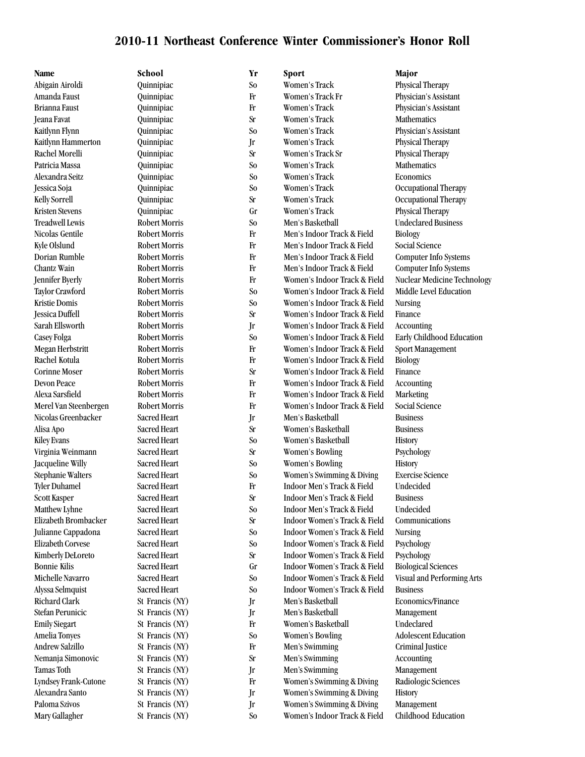# 2010-11 Northeast Conference Winter Commissioner's Honor Roll

| Name | School | Yr | Sport | Major |
|---|---|---|---|---|
| Abigain Airoldi | Quinnipiac | So | Women's Track | Physical Therapy |
| Amanda Faust | Quinnipiac | Fr | Women's Track Fr | Physician's Assistant |
| Brianna Faust | Quinnipiac | Fr | Women's Track | Physician's Assistant |
| Jeana Favat | Quinnipiac | Sr | Women's Track | Mathematics |
| Kaitlynn Flynn | Quinnipiac | So | Women's Track | Physician's Assistant |
| Kaitlynn Hammerton | Quinnipiac | Jr | Women's Track | Physical Therapy |
| Rachel Morelli | Quinnipiac | Sr | Women's Track Sr | Physical Therapy |
| Patricia Massa | Quinnipiac | So | Women's Track | Mathematics |
| Alexandra Seitz | Quinnipiac | So | Women's Track | Economics |
| Jessica Soja | Quinnipiac | So | Women's Track | Occupational Therapy |
| Kelly Sorrell | Quinnipiac | Sr | Women's Track | Occupational Therapy |
| Kristen Stevens | Quinnipiac | Gr | Women's Track | Physical Therapy |
| Treadwell Lewis | Robert Morris | So | Men's Basketball | Undeclared Business |
| Nicolas Gentile | Robert Morris | Fr | Men's Indoor Track & Field | Biology |
| Kyle Olslund | Robert Morris | Fr | Men's Indoor Track & Field | Social Science |
| Dorian Rumble | Robert Morris | Fr | Men's Indoor Track & Field | Computer Info Systems |
| Chantz Wain | Robert Morris | Fr | Men's Indoor Track & Field | Computer Info Systems |
| Jennifer Byerly | Robert Morris | Fr | Women's Indoor Track & Field | Nuclear Medicine Technology |
| Taylor Crawford | Robert Morris | So | Women's Indoor Track & Field | Middle Level Education |
| Kristie Domis | Robert Morris | So | Women's Indoor Track & Field | Nursing |
| Jessica Duffell | Robert Morris | Sr | Women's Indoor Track & Field | Finance |
| Sarah Ellsworth | Robert Morris | Jr | Women's Indoor Track & Field | Accounting |
| Casey Folga | Robert Morris | So | Women's Indoor Track & Field | Early Childhood Education |
| Megan Herbstritt | Robert Morris | Fr | Women's Indoor Track & Field | Sport Management |
| Rachel Kotula | Robert Morris | Fr | Women's Indoor Track & Field | Biology |
| Corinne Moser | Robert Morris | Sr | Women's Indoor Track & Field | Finance |
| Devon Peace | Robert Morris | Fr | Women's Indoor Track & Field | Accounting |
| Alexa Sarsfield | Robert Morris | Fr | Women's Indoor Track & Field | Marketing |
| Merel Van Steenbergen | Robert Morris | Fr | Women's Indoor Track & Field | Social Science |
| Nicolas Greenbacker | Sacred Heart | Jr | Men's Basketball | Business |
| Alisa Apo | Sacred Heart | Sr | Women's Basketball | Business |
| Kiley Evans | Sacred Heart | So | Women's Basketball | History |
| Virginia Weinmann | Sacred Heart | Sr | Women's Bowling | Psychology |
| Jacqueline Willy | Sacred Heart | So | Women's Bowling | History |
| Stephanie Walters | Sacred Heart | So | Women's Swimming & Diving | Exercise Science |
| Tyler Duhamel | Sacred Heart | Fr | Indoor Men's Track & Field | Undecided |
| Scott Kasper | Sacred Heart | Sr | Indoor Men's Track & Field | Business |
| Matthew Lyhne | Sacred Heart | So | Indoor Men's Track & Field | Undecided |
| Elizabeth Brombacker | Sacred Heart | Sr | Indoor Women's Track & Field | Communications |
| Julianne Cappadona | Sacred Heart | So | Indoor Women's Track & Field | Nursing |
| Elizabeth Corvese | Sacred Heart | So | Indoor Women's Track & Field | Psychology |
| Kimberly DeLoreto | Sacred Heart | Sr | Indoor Women's Track & Field | Psychology |
| Bonnie Kilis | Sacred Heart | Gr | Indoor Women's Track & Field | Biological Sciences |
| Michelle Navarro | Sacred Heart | So | Indoor Women's Track & Field | Visual and Performing Arts |
| Alyssa Selmquist | Sacred Heart | So | Indoor Women's Track & Field | Business |
| Richard Clark | St Francis (NY) | Jr | Men's Basketball | Economics/Finance |
| Stefan Perunicic | St Francis (NY) | Jr | Men's Basketball | Management |
| Emily Siegart | St Francis (NY) | Fr | Women's Basketball | Undeclared |
| Amelia Tonyes | St Francis (NY) | So | Women's Bowling | Adolescent Education |
| Andrew Salzillo | St Francis (NY) | Fr | Men's Swimming | Criminal Justice |
| Nemanja Simonovic | St Francis (NY) | Sr | Men's Swimming | Accounting |
| Tamas Toth | St Francis (NY) | Jr | Men's Swimming | Management |
| Lyndsey Frank-Cutone | St Francis (NY) | Fr | Women's Swimming & Diving | Radiologic Sciences |
| Alexandra Santo | St Francis (NY) | Jr | Women's Swimming & Diving | History |
| Paloma Szivos | St Francis (NY) | Jr | Women's Swimming & Diving | Management |
| Mary Gallagher | St Francis (NY) | So | Women's Indoor Track & Field | Childhood Education |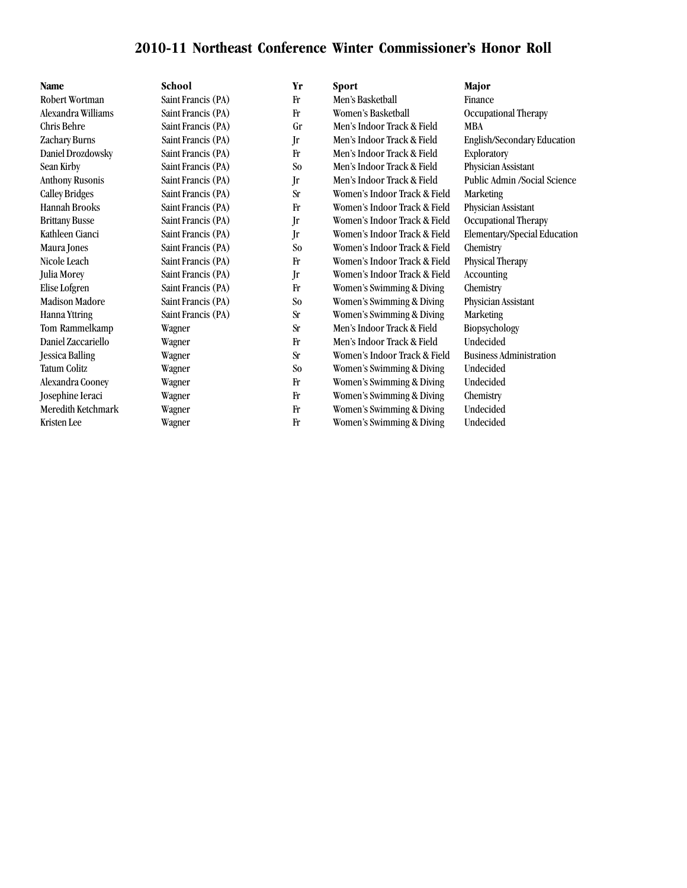# 2010-11 Northeast Conference Winter Commissioner's Honor Roll

| Name | School | Yr | Sport | Major |
|---|---|---|---|---|
| Robert Wortman | Saint Francis (PA) | Fr | Men's Basketball | Finance |
| Alexandra Williams | Saint Francis (PA) | Fr | Women's Basketball | Occupational Therapy |
| Chris Behre | Saint Francis (PA) | Gr | Men's Indoor Track & Field | MBA |
| Zachary Burns | Saint Francis (PA) | Jr | Men's Indoor Track & Field | English/Secondary Education |
| Daniel Drozdowsky | Saint Francis (PA) | Fr | Men's Indoor Track & Field | Exploratory |
| Sean Kirby | Saint Francis (PA) | So | Men's Indoor Track & Field | Physician Assistant |
| Anthony Rusonis | Saint Francis (PA) | Jr | Men's Indoor Track & Field | Public Admin /Social Science |
| Calley Bridges | Saint Francis (PA) | Sr | Women's Indoor Track & Field | Marketing |
| Hannah Brooks | Saint Francis (PA) | Fr | Women's Indoor Track & Field | Physician Assistant |
| Brittany Busse | Saint Francis (PA) | Jr | Women's Indoor Track & Field | Occupational Therapy |
| Kathleen Cianci | Saint Francis (PA) | Jr | Women's Indoor Track & Field | Elementary/Special Education |
| Maura Jones | Saint Francis (PA) | So | Women's Indoor Track & Field | Chemistry |
| Nicole Leach | Saint Francis (PA) | Fr | Women's Indoor Track & Field | Physical Therapy |
| Julia Morey | Saint Francis (PA) | Jr | Women's Indoor Track & Field | Accounting |
| Elise Lofgren | Saint Francis (PA) | Fr | Women's Swimming & Diving | Chemistry |
| Madison Madore | Saint Francis (PA) | So | Women's Swimming & Diving | Physician Assistant |
| Hanna Yttring | Saint Francis (PA) | Sr | Women's Swimming & Diving | Marketing |
| Tom Rammelkamp | Wagner | Sr | Men's Indoor Track & Field | Biopsychology |
| Daniel Zaccariello | Wagner | Fr | Men's Indoor Track & Field | Undecided |
| Jessica Balling | Wagner | Sr | Women's Indoor Track & Field | Business Administration |
| Tatum Colitz | Wagner | So | Women's Swimming & Diving | Undecided |
| Alexandra Cooney | Wagner | Fr | Women's Swimming & Diving | Undecided |
| Josephine Ieraci | Wagner | Fr | Women's Swimming & Diving | Chemistry |
| Meredith Ketchmark | Wagner | Fr | Women's Swimming & Diving | Undecided |
| Kristen Lee | Wagner | Fr | Women's Swimming & Diving | Undecided |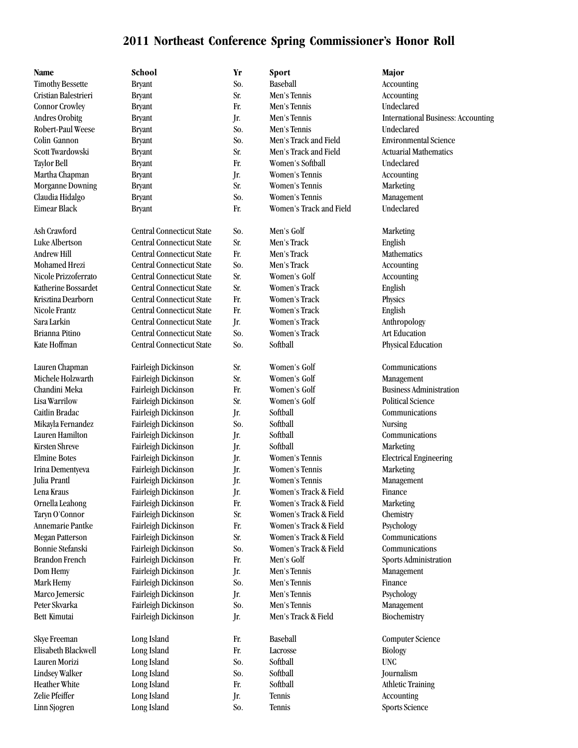# 2011 Northeast Conference Spring Commissioner's Honor Roll

| Name | School | Yr | Sport | Major |
|---|---|---|---|---|
| Timothy Bessette | Bryant | So. | Baseball | Accounting |
| Cristian Balestrieri | Bryant | Sr. | Men's Tennis | Accounting |
| Connor Crowley | Bryant | Fr. | Men's Tennis | Undeclared |
| Andres Orobitg | Bryant | Jr. | Men's Tennis | International Business: Accounting |
| Robert-Paul Weese | Bryant | So. | Men's Tennis | Undeclared |
| Colin Gannon | Bryant | So. | Men's Track and Field | Environmental Science |
| Scott Twardowski | Bryant | Sr. | Men's Track and Field | Actuarial Mathematics |
| Taylor Bell | Bryant | Fr. | Women's Softball | Undeclared |
| Martha Chapman | Bryant | Jr. | Women's Tennis | Accounting |
| Morganne Downing | Bryant | Sr. | Women's Tennis | Marketing |
| Claudia Hidalgo | Bryant | So. | Women's Tennis | Management |
| Eimear Black | Bryant | Fr. | Women's Track and Field | Undeclared |
| Ash Crawford | Central Connecticut State | So. | Men's Golf | Marketing |
| Luke Albertson | Central Connecticut State | Sr. | Men's Track | English |
| Andrew Hill | Central Connecticut State | Fr. | Men's Track | Mathematics |
| Mohamed Hrezi | Central Connecticut State | So. | Men's Track | Accounting |
| Nicole Prizzoferrato | Central Connecticut State | Sr. | Women's Golf | Accounting |
| Katherine Bossardet | Central Connecticut State | Sr. | Women's Track | English |
| Krisztina Dearborn | Central Connecticut State | Fr. | Women's Track | Physics |
| Nicole Frantz | Central Connecticut State | Fr. | Women's Track | English |
| Sara Larkin | Central Connecticut State | Jr. | Women's Track | Anthropology |
| Brianna Pitino | Central Connecticut State | So. | Women's Track | Art Education |
| Kate Hoffman | Central Connecticut State | So. | Softball | Physical Education |
| Lauren Chapman | Fairleigh Dickinson | Sr. | Women's Golf | Communications |
| Michele Holzwarth | Fairleigh Dickinson | Sr. | Women's Golf | Management |
| Chandini Meka | Fairleigh Dickinson | Fr. | Women's Golf | Business Administration |
| Lisa Warrilow | Fairleigh Dickinson | Sr. | Women's Golf | Political Science |
| Caitlin Bradac | Fairleigh Dickinson | Jr. | Softball | Communications |
| Mikayla Fernandez | Fairleigh Dickinson | So. | Softball | Nursing |
| Lauren Hamilton | Fairleigh Dickinson | Jr. | Softball | Communications |
| Kirsten Shreve | Fairleigh Dickinson | Jr. | Softball | Marketing |
| Elmine Botes | Fairleigh Dickinson | Jr. | Women's Tennis | Electrical Engineering |
| Irina Dementyeva | Fairleigh Dickinson | Jr. | Women's Tennis | Marketing |
| Julia Prantl | Fairleigh Dickinson | Jr. | Women's Tennis | Management |
| Lena Kraus | Fairleigh Dickinson | Jr. | Women's Track & Field | Finance |
| Ornella Leahong | Fairleigh Dickinson | Fr. | Women's Track & Field | Marketing |
| Taryn O'Connor | Fairleigh Dickinson | Sr. | Women's Track & Field | Chemistry |
| Annemarie Pantke | Fairleigh Dickinson | Fr. | Women's Track & Field | Psychology |
| Megan Patterson | Fairleigh Dickinson | Sr. | Women's Track & Field | Communications |
| Bonnie Stefanski | Fairleigh Dickinson | So. | Women's Track & Field | Communications |
| Brandon French | Fairleigh Dickinson | Fr. | Men's Golf | Sports Administration |
| Dom Hemy | Fairleigh Dickinson | Jr. | Men's Tennis | Management |
| Mark Hemy | Fairleigh Dickinson | So. | Men's Tennis | Finance |
| Marco Jemersic | Fairleigh Dickinson | Jr. | Men's Tennis | Psychology |
| Peter Skvarka | Fairleigh Dickinson | So. | Men's Tennis | Management |
| Bett Kimutai | Fairleigh Dickinson | Jr. | Men's Track & Field | Biochemistry |
| Skye Freeman | Long Island | Fr. | Baseball | Computer Science |
| Elisabeth Blackwell | Long Island | Fr. | Lacrosse | Biology |
| Lauren Morizi | Long Island | So. | Softball | UNC |
| Lindsey Walker | Long Island | So. | Softball | Journalism |
| Heather White | Long Island | Fr. | Softball | Athletic Training |
| Zelie Pfeiffer | Long Island | Jr. | Tennis | Accounting |
| Linn Sjogren | Long Island | So. | Tennis | Sports Science |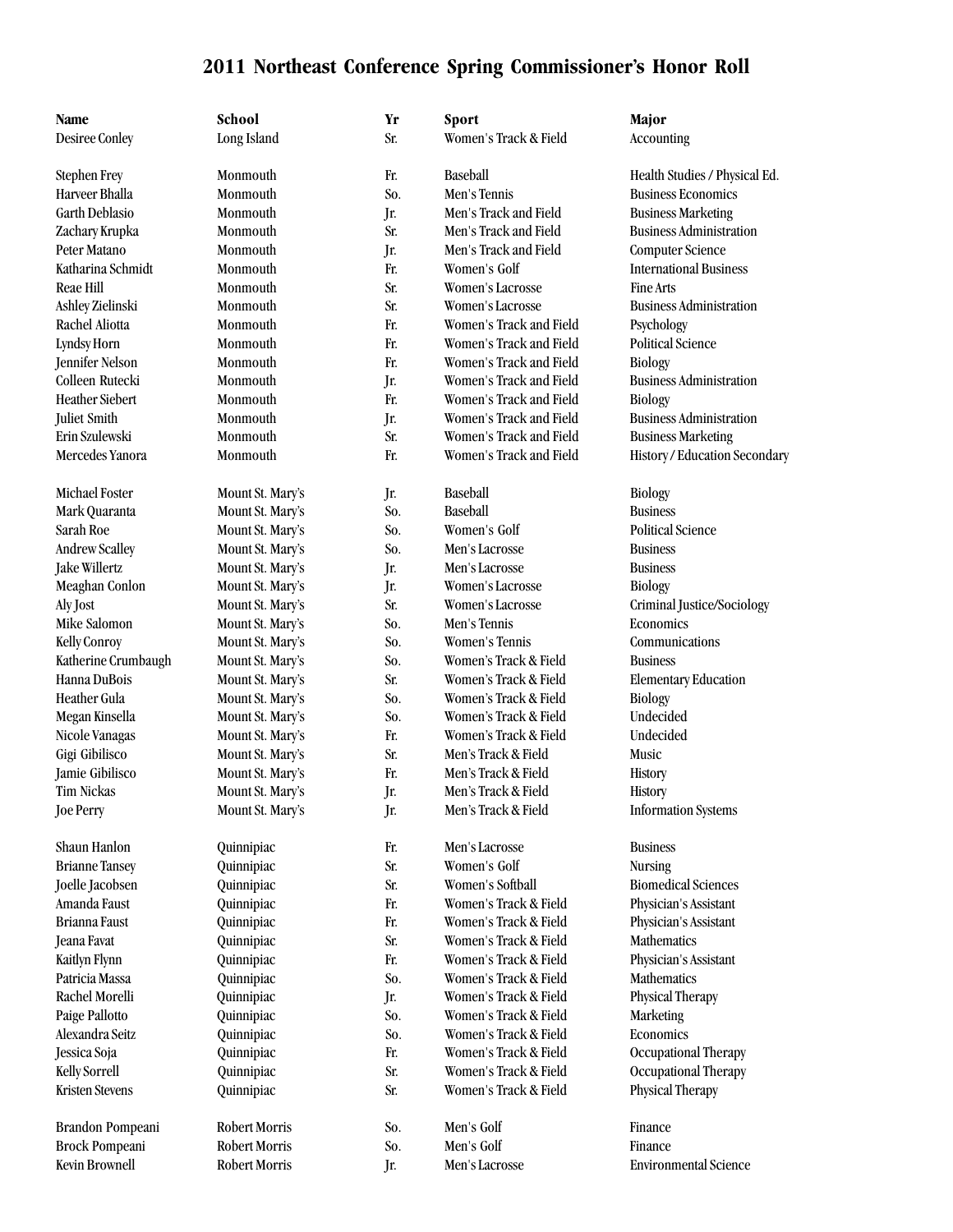# 2011 Northeast Conference Spring Commissioner's Honor Roll

| Name | School | Yr | Sport | Major |
|---|---|---|---|---|
| Desiree Conley | Long Island | Sr. | Women's Track & Field | Accounting |
| | | | | |
| Stephen Frey | Monmouth | Fr. | Baseball | Health Studies / Physical Ed. |
| Harveer Bhalla | Monmouth | So. | Men's Tennis | Business Economics |
| Garth Deblasio | Monmouth | Jr. | Men's Track and Field | Business Marketing |
| Zachary Krupka | Monmouth | Sr. | Men's Track and Field | Business Administration |
| Peter Matano | Monmouth | Jr. | Men's Track and Field | Computer Science |
| Katharina Schmidt | Monmouth | Fr. | Women's Golf | International Business |
| Reae Hill | Monmouth | Sr. | Women's Lacrosse | Fine Arts |
| Ashley Zielinski | Monmouth | Sr. | Women's Lacrosse | Business Administration |
| Rachel Aliotta | Monmouth | Fr. | Women's Track and Field | Psychology |
| Lyndsy Horn | Monmouth | Fr. | Women's Track and Field | Political Science |
| Jennifer Nelson | Monmouth | Fr. | Women's Track and Field | Biology |
| Colleen Rutecki | Monmouth | Jr. | Women's Track and Field | Business Administration |
| Heather Siebert | Monmouth | Fr. | Women's Track and Field | Biology |
| Juliet Smith | Monmouth | Jr. | Women's Track and Field | Business Administration |
| Erin Szulewski | Monmouth | Sr. | Women's Track and Field | Business Marketing |
| Mercedes Yanora | Monmouth | Fr. | Women's Track and Field | History / Education Secondary |
| | | | | |
| Michael Foster | Mount St. Mary's | Jr. | Baseball | Biology |
| Mark Quaranta | Mount St. Mary's | So. | Baseball | Business |
| Sarah Roe | Mount St. Mary's | So. | Women's Golf | Political Science |
| Andrew Scalley | Mount St. Mary's | So. | Men's Lacrosse | Business |
| Jake Willertz | Mount St. Mary's | Jr. | Men's Lacrosse | Business |
| Meaghan Conlon | Mount St. Mary's | Jr. | Women's Lacrosse | Biology |
| Aly Jost | Mount St. Mary's | Sr. | Women's Lacrosse | Criminal Justice/Sociology |
| Mike Salomon | Mount St. Mary's | So. | Men's Tennis | Economics |
| Kelly Conroy | Mount St. Mary's | So. | Women's Tennis | Communications |
| Katherine Crumbaugh | Mount St. Mary's | So. | Women's Track & Field | Business |
| Hanna DuBois | Mount St. Mary's | Sr. | Women's Track & Field | Elementary Education |
| Heather Gula | Mount St. Mary's | So. | Women's Track & Field | Biology |
| Megan Kinsella | Mount St. Mary's | So. | Women's Track & Field | Undecided |
| Nicole Vanagas | Mount St. Mary's | Fr. | Women's Track & Field | Undecided |
| Gigi Gibilisco | Mount St. Mary's | Sr. | Men's Track & Field | Music |
| Jamie Gibilisco | Mount St. Mary's | Fr. | Men's Track & Field | History |
| Tim Nickas | Mount St. Mary's | Jr. | Men's Track & Field | History |
| Joe Perry | Mount St. Mary's | Jr. | Men's Track & Field | Information Systems |
| | | | | |
| Shaun Hanlon | Quinnipiac | Fr. | Men's Lacrosse | Business |
| Brianne Tansey | Quinnipiac | Sr. | Women's Golf | Nursing |
| Joelle Jacobsen | Quinnipiac | Sr. | Women's Softball | Biomedical Sciences |
| Amanda Faust | Quinnipiac | Fr. | Women's Track & Field | Physician's Assistant |
| Brianna Faust | Quinnipiac | Fr. | Women's Track & Field | Physician's Assistant |
| Jeana Favat | Quinnipiac | Sr. | Women's Track & Field | Mathematics |
| Kaitlyn Flynn | Quinnipiac | Fr. | Women's Track & Field | Physician's Assistant |
| Patricia Massa | Quinnipiac | So. | Women's Track & Field | Mathematics |
| Rachel Morelli | Quinnipiac | Jr. | Women's Track & Field | Physical Therapy |
| Paige Pallotto | Quinnipiac | So. | Women's Track & Field | Marketing |
| Alexandra Seitz | Quinnipiac | So. | Women's Track & Field | Economics |
| Jessica Soja | Quinnipiac | Fr. | Women's Track & Field | Occupational Therapy |
| Kelly Sorrell | Quinnipiac | Sr. | Women's Track & Field | Occupational Therapy |
| Kristen Stevens | Quinnipiac | Sr. | Women's Track & Field | Physical Therapy |
| | | | | |
| Brandon Pompeani | Robert Morris | So. | Men's Golf | Finance |
| Brock Pompeani | Robert Morris | So. | Men's Golf | Finance |
| Kevin Brownell | Robert Morris | Jr. | Men's Lacrosse | Environmental Science |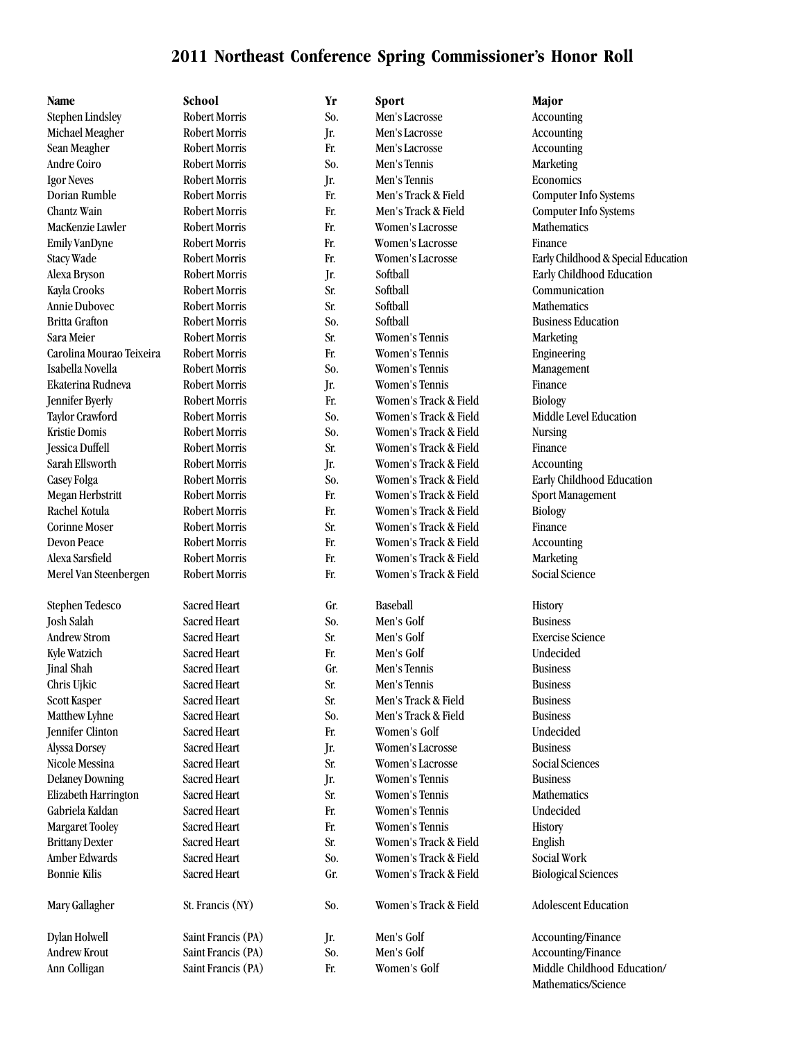# 2011 Northeast Conference Spring Commissioner's Honor Roll

| Name | School | Yr | Sport | Major |
|---|---|---|---|---|
| Stephen Lindsley | Robert Morris | So. | Men's Lacrosse | Accounting |
| Michael Meagher | Robert Morris | Jr. | Men's Lacrosse | Accounting |
| Sean Meagher | Robert Morris | Fr. | Men's Lacrosse | Accounting |
| Andre Coiro | Robert Morris | So. | Men's Tennis | Marketing |
| Igor Neves | Robert Morris | Jr. | Men's Tennis | Economics |
| Dorian Rumble | Robert Morris | Fr. | Men's Track & Field | Computer Info Systems |
| Chantz Wain | Robert Morris | Fr. | Men's Track & Field | Computer Info Systems |
| MacKenzie Lawler | Robert Morris | Fr. | Women's Lacrosse | Mathematics |
| Emily VanDyne | Robert Morris | Fr. | Women's Lacrosse | Finance |
| Stacy Wade | Robert Morris | Fr. | Women's Lacrosse | Early Childhood & Special Education |
| Alexa Bryson | Robert Morris | Jr. | Softball | Early Childhood Education |
| Kayla Crooks | Robert Morris | Sr. | Softball | Communication |
| Annie Dubovec | Robert Morris | Sr. | Softball | Mathematics |
| Britta Grafton | Robert Morris | So. | Softball | Business Education |
| Sara Meier | Robert Morris | Sr. | Women's Tennis | Marketing |
| Carolina Mourao Teixeira | Robert Morris | Fr. | Women's Tennis | Engineering |
| Isabella Novella | Robert Morris | So. | Women's Tennis | Management |
| Ekaterina Rudneva | Robert Morris | Jr. | Women's Tennis | Finance |
| Jennifer Byerly | Robert Morris | Fr. | Women's Track & Field | Biology |
| Taylor Crawford | Robert Morris | So. | Women's Track & Field | Middle Level Education |
| Kristie Domis | Robert Morris | So. | Women's Track & Field | Nursing |
| Jessica Duffell | Robert Morris | Sr. | Women's Track & Field | Finance |
| Sarah Ellsworth | Robert Morris | Jr. | Women's Track & Field | Accounting |
| Casey Folga | Robert Morris | So. | Women's Track & Field | Early Childhood Education |
| Megan Herbstritt | Robert Morris | Fr. | Women's Track & Field | Sport Management |
| Rachel Kotula | Robert Morris | Fr. | Women's Track & Field | Biology |
| Corinne Moser | Robert Morris | Sr. | Women's Track & Field | Finance |
| Devon Peace | Robert Morris | Fr. | Women's Track & Field | Accounting |
| Alexa Sarsfield | Robert Morris | Fr. | Women's Track & Field | Marketing |
| Merel Van Steenbergen | Robert Morris | Fr. | Women's Track & Field | Social Science |
| | | | | |
| Stephen Tedesco | Sacred Heart | Gr. | Baseball | History |
| Josh Salah | Sacred Heart | So. | Men's Golf | Business |
| Andrew Strom | Sacred Heart | Sr. | Men's Golf | Exercise Science |
| Kyle Watzich | Sacred Heart | Fr. | Men's Golf | Undecided |
| Jinal Shah | Sacred Heart | Gr. | Men's Tennis | Business |
| Chris Ujkic | Sacred Heart | Sr. | Men's Tennis | Business |
| Scott Kasper | Sacred Heart | Sr. | Men's Track & Field | Business |
| Matthew Lyhne | Sacred Heart | So. | Men's Track & Field | Business |
| Jennifer Clinton | Sacred Heart | Fr. | Women's Golf | Undecided |
| Alyssa Dorsey | Sacred Heart | Jr. | Women's Lacrosse | Business |
| Nicole Messina | Sacred Heart | Sr. | Women's Lacrosse | Social Sciences |
| Delaney Downing | Sacred Heart | Jr. | Women's Tennis | Business |
| Elizabeth Harrington | Sacred Heart | Sr. | Women's Tennis | Mathematics |
| Gabriela Kaldan | Sacred Heart | Fr. | Women's Tennis | Undecided |
| Margaret Tooley | Sacred Heart | Fr. | Women's Tennis | History |
| Brittany Dexter | Sacred Heart | Sr. | Women's Track & Field | English |
| Amber Edwards | Sacred Heart | So. | Women's Track & Field | Social Work |
| Bonnie Kilis | Sacred Heart | Gr. | Women's Track & Field | Biological Sciences |
| | | | | |
| Mary Gallagher | St. Francis (NY) | So. | Women's Track & Field | Adolescent Education |
| | | | | |
| Dylan Holwell | Saint Francis (PA) | Jr. | Men's Golf | Accounting/Finance |
| Andrew Krout | Saint Francis (PA) | So. | Men's Golf | Accounting/Finance |
| Ann Colligan | Saint Francis (PA) | Fr. | Women's Golf | Middle Childhood Education/ Mathematics/Science |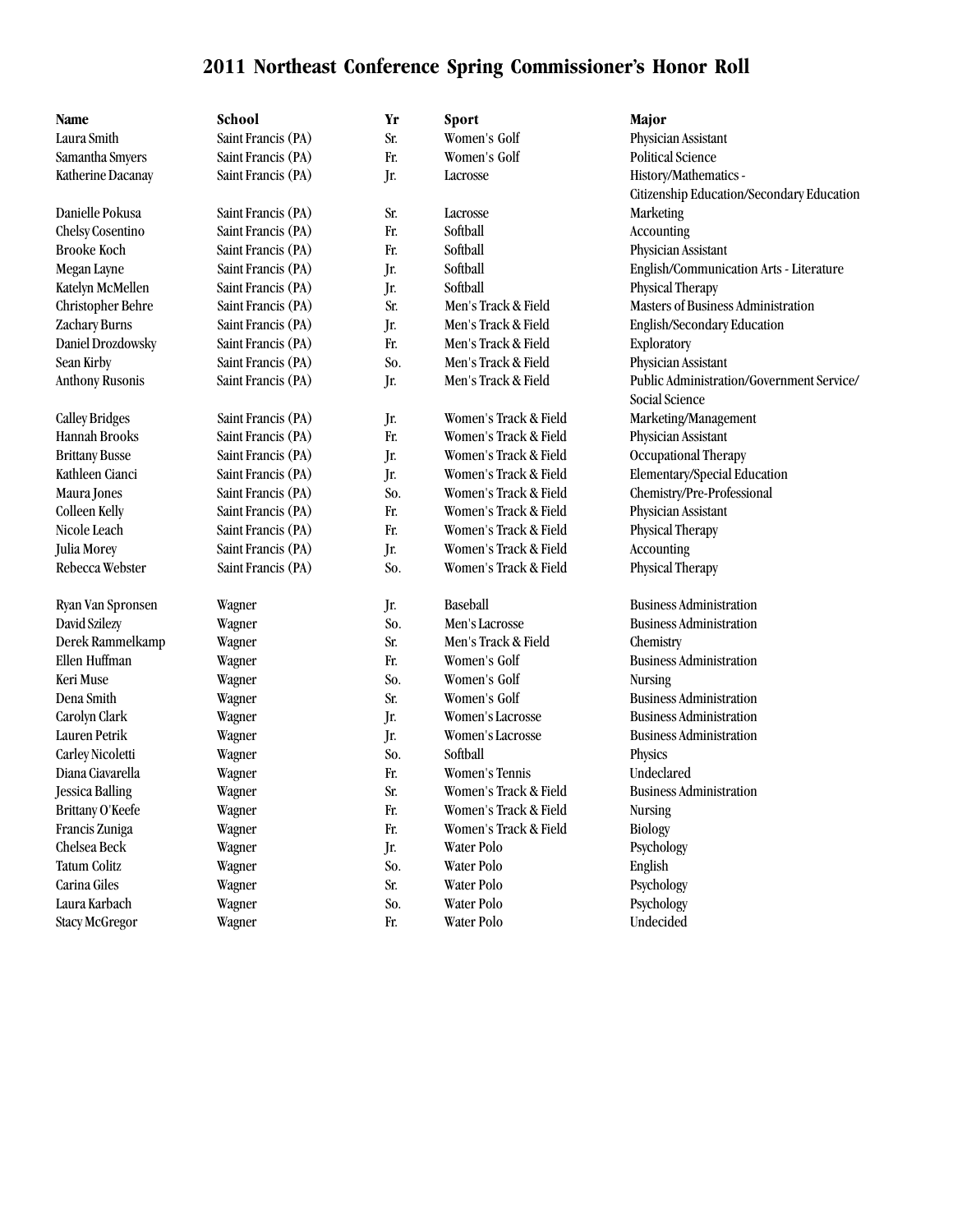# 2011 Northeast Conference Spring Commissioner's Honor Roll

| Name | School | Yr | Sport | Major |
|---|---|---|---|---|
| Laura Smith | Saint Francis (PA) | Sr. | Women's Golf | Physician Assistant |
| Samantha Smyers | Saint Francis (PA) | Fr. | Women's Golf | Political Science |
| Katherine Dacanay | Saint Francis (PA) | Jr. | Lacrosse | History/Mathematics - Citizenship Education/Secondary Education |
| Danielle Pokusa | Saint Francis (PA) | Sr. | Lacrosse | Marketing |
| Chelsy Cosentino | Saint Francis (PA) | Fr. | Softball | Accounting |
| Brooke Koch | Saint Francis (PA) | Fr. | Softball | Physician Assistant |
| Megan Layne | Saint Francis (PA) | Jr. | Softball | English/Communication Arts - Literature |
| Katelyn McMellen | Saint Francis (PA) | Jr. | Softball | Physical Therapy |
| Christopher Behre | Saint Francis (PA) | Sr. | Men's Track & Field | Masters of Business Administration |
| Zachary Burns | Saint Francis (PA) | Jr. | Men's Track & Field | English/Secondary Education |
| Daniel Drozdowsky | Saint Francis (PA) | Fr. | Men's Track & Field | Exploratory |
| Sean Kirby | Saint Francis (PA) | So. | Men's Track & Field | Physician Assistant |
| Anthony Rusonis | Saint Francis (PA) | Jr. | Men's Track & Field | Public Administration/Government Service/ Social Science |
| Calley Bridges | Saint Francis (PA) | Jr. | Women's Track & Field | Marketing/Management |
| Hannah Brooks | Saint Francis (PA) | Fr. | Women's Track & Field | Physician Assistant |
| Brittany Busse | Saint Francis (PA) | Jr. | Women's Track & Field | Occupational Therapy |
| Kathleen Cianci | Saint Francis (PA) | Jr. | Women's Track & Field | Elementary/Special Education |
| Maura Jones | Saint Francis (PA) | So. | Women's Track & Field | Chemistry/Pre-Professional |
| Colleen Kelly | Saint Francis (PA) | Fr. | Women's Track & Field | Physician Assistant |
| Nicole Leach | Saint Francis (PA) | Fr. | Women's Track & Field | Physical Therapy |
| Julia Morey | Saint Francis (PA) | Jr. | Women's Track & Field | Accounting |
| Rebecca Webster | Saint Francis (PA) | So. | Women's Track & Field | Physical Therapy |
| Ryan Van Spronsen | Wagner | Jr. | Baseball | Business Administration |
| David Szilezy | Wagner | So. | Men's Lacrosse | Business Administration |
| Derek Rammelkamp | Wagner | Sr. | Men's Track & Field | Chemistry |
| Ellen Huffman | Wagner | Fr. | Women's Golf | Business Administration |
| Keri Muse | Wagner | So. | Women's Golf | Nursing |
| Dena Smith | Wagner | Sr. | Women's Golf | Business Administration |
| Carolyn Clark | Wagner | Jr. | Women's Lacrosse | Business Administration |
| Lauren Petrik | Wagner | Jr. | Women's Lacrosse | Business Administration |
| Carley Nicoletti | Wagner | So. | Softball | Physics |
| Diana Ciavarella | Wagner | Fr. | Women's Tennis | Undeclared |
| Jessica Balling | Wagner | Sr. | Women's Track & Field | Business Administration |
| Brittany O'Keefe | Wagner | Fr. | Women's Track & Field | Nursing |
| Francis Zuniga | Wagner | Fr. | Women's Track & Field | Biology |
| Chelsea Beck | Wagner | Jr. | Water Polo | Psychology |
| Tatum Colitz | Wagner | So. | Water Polo | English |
| Carina Giles | Wagner | Sr. | Water Polo | Psychology |
| Laura Karbach | Wagner | So. | Water Polo | Psychology |
| Stacy McGregor | Wagner | Fr. | Water Polo | Undecided |